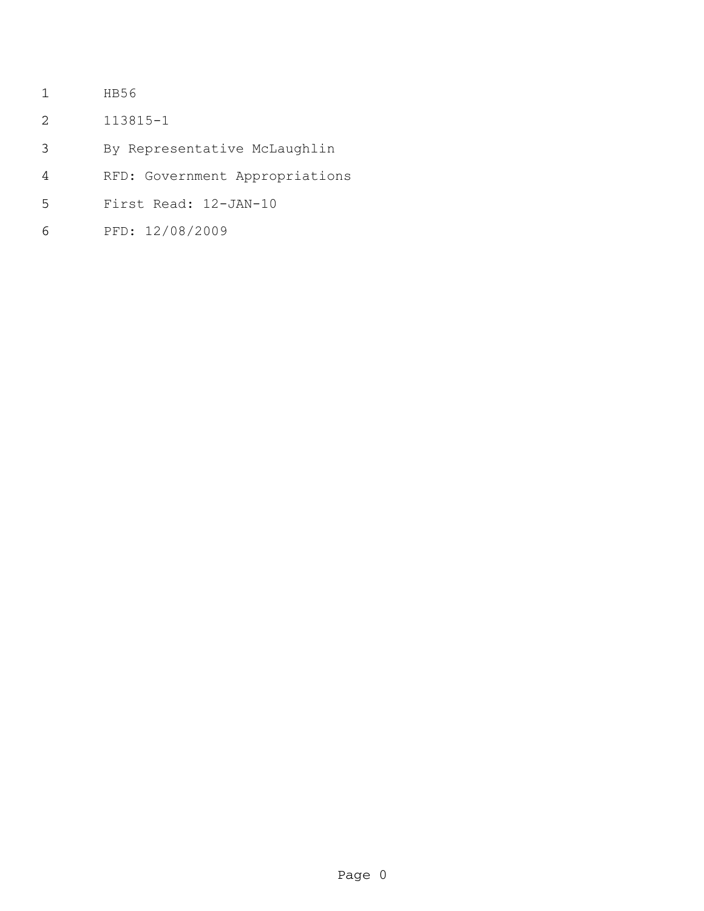HB56

113815-1

By Representative McLaughlin

RFD: Government Appropriations

First Read: 12-JAN-10

PFD: 12/08/2009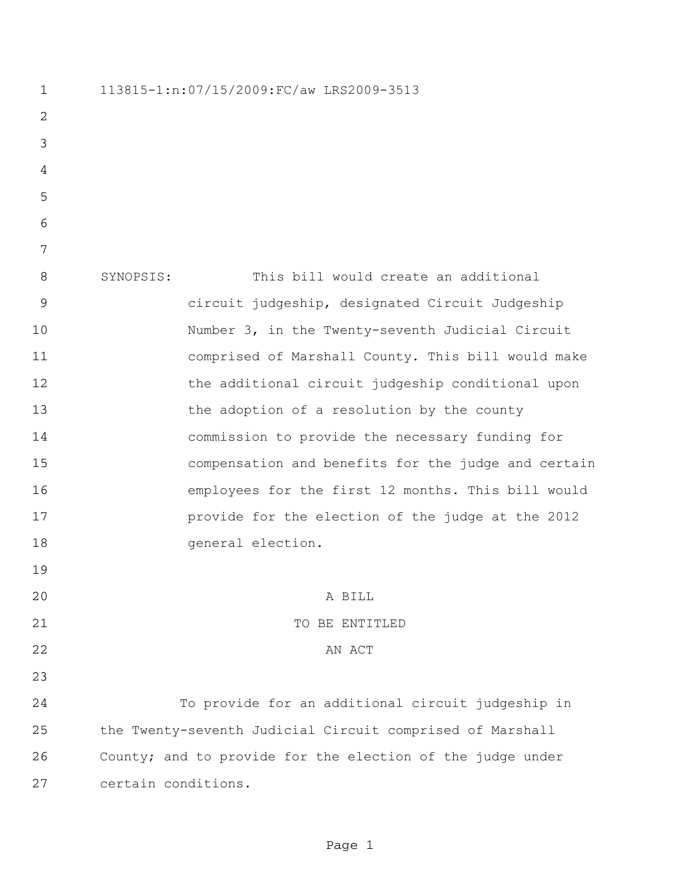113815-1:n:07/15/2009:FC/aw LRS2009-3513

SYNOPSIS: This bill would create an additional circuit judgeship, designated Circuit Judgeship Number 3, in the Twenty-seventh Judicial Circuit comprised of Marshall County. This bill would make the additional circuit judgeship conditional upon the adoption of a resolution by the county commission to provide the necessary funding for compensation and benefits for the judge and certain employees for the first 12 months. This bill would provide for the election of the judge at the 2012 general election.

A BILL

TO BE ENTITLED

AN ACT

To provide for an additional circuit judgeship in the Twenty-seventh Judicial Circuit comprised of Marshall County; and to provide for the election of the judge under certain conditions.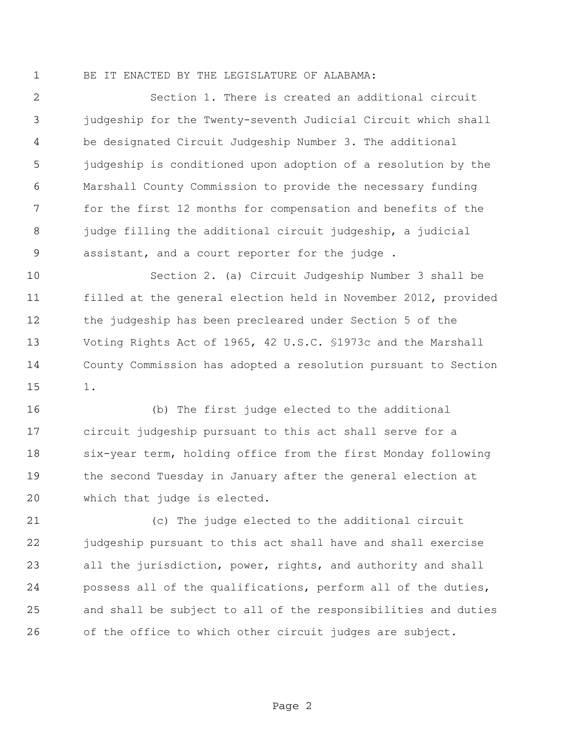BE IT ENACTED BY THE LEGISLATURE OF ALABAMA:

Section 1. There is created an additional circuit judgeship for the Twenty-seventh Judicial Circuit which shall be designated Circuit Judgeship Number 3. The additional judgeship is conditioned upon adoption of a resolution by the Marshall County Commission to provide the necessary funding for the first 12 months for compensation and benefits of the judge filling the additional circuit judgeship, a judicial assistant, and a court reporter for the judge .

Section 2. (a) Circuit Judgeship Number 3 shall be filled at the general election held in November 2012, provided the judgeship has been precleared under Section 5 of the Voting Rights Act of 1965, 42 U.S.C. §1973c and the Marshall County Commission has adopted a resolution pursuant to Section 1.

(b) The first judge elected to the additional circuit judgeship pursuant to this act shall serve for a six-year term, holding office from the first Monday following the second Tuesday in January after the general election at which that judge is elected.

(c) The judge elected to the additional circuit judgeship pursuant to this act shall have and shall exercise all the jurisdiction, power, rights, and authority and shall possess all of the qualifications, perform all of the duties, and shall be subject to all of the responsibilities and duties of the office to which other circuit judges are subject.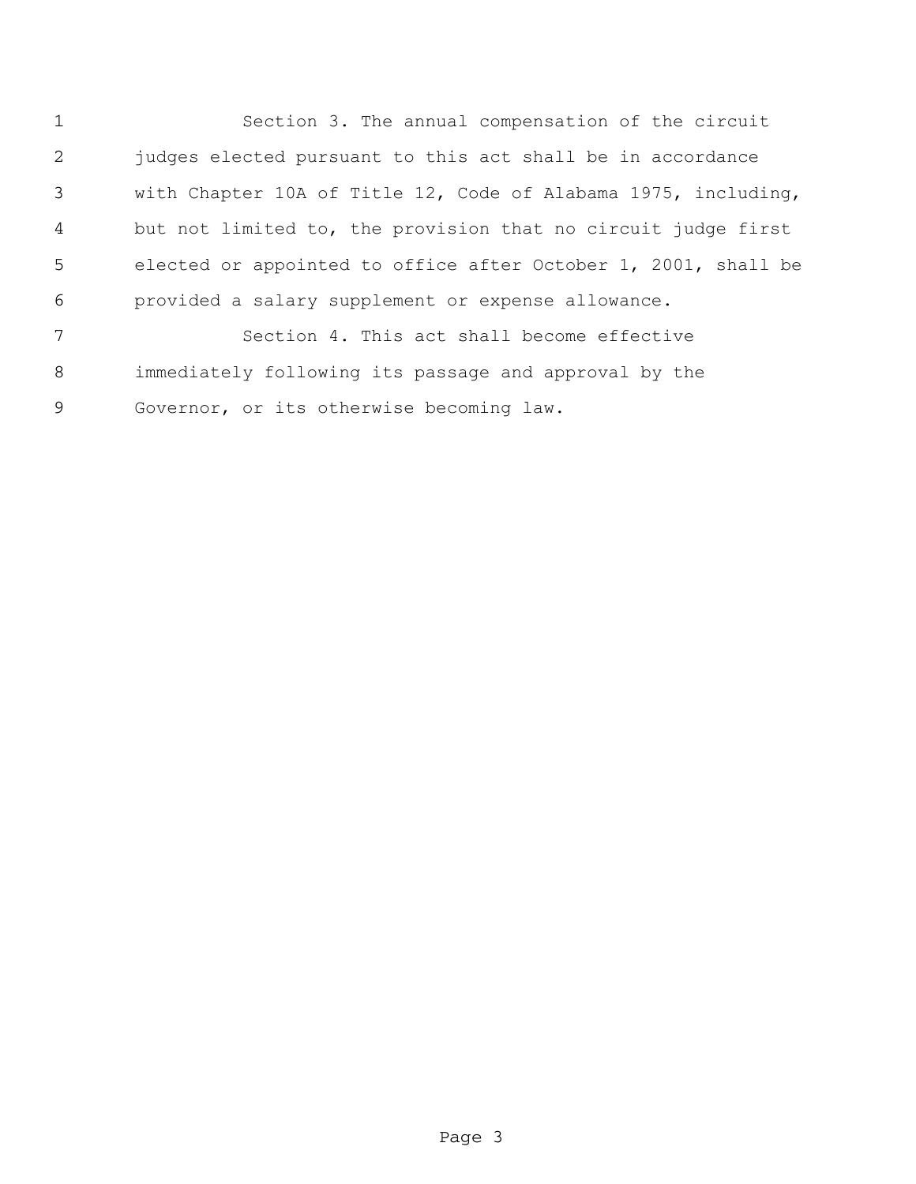Section 3. The annual compensation of the circuit judges elected pursuant to this act shall be in accordance with Chapter 10A of Title 12, Code of Alabama 1975, including, but not limited to, the provision that no circuit judge first elected or appointed to office after October 1, 2001, shall be provided a salary supplement or expense allowance.

Section 4. This act shall become effective immediately following its passage and approval by the Governor, or its otherwise becoming law.